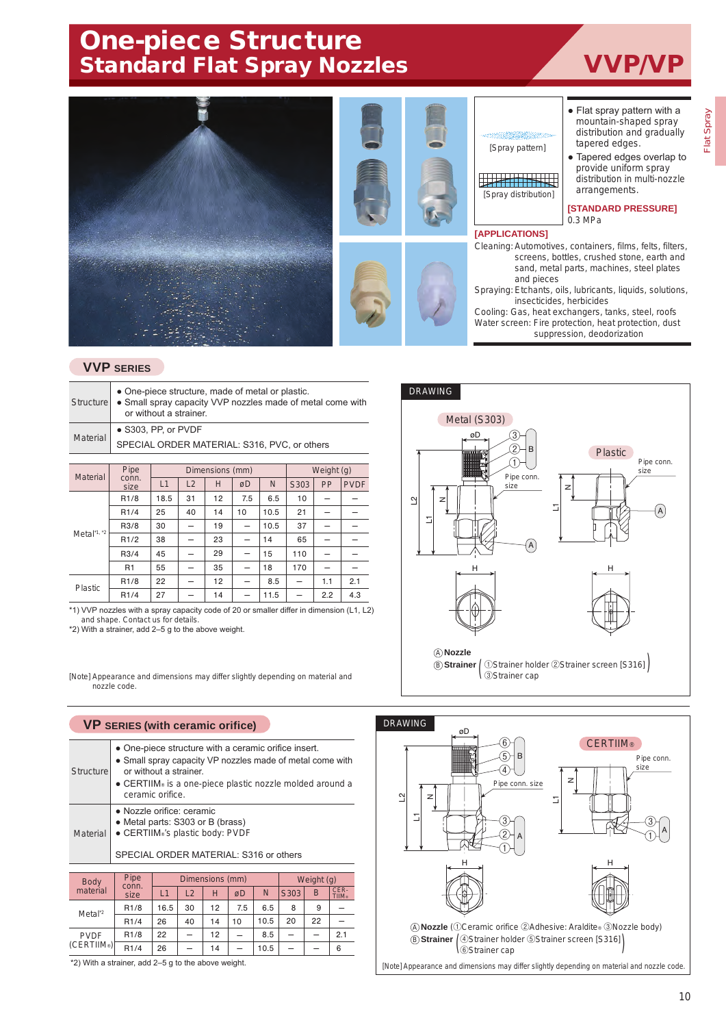# One-piece Structure Standard Flat Spray Nozzles

## VVP/VP

[Spray pattern]

[Spray distribution]

- Flat spray pattern with a mountain-shaped spray distribution and gradually tapered edges.
- Tapered edges overlap to provide uniform spray distribution in multi-nozzle arrangements.

**[STANDARD PRESSURE]**
0.3 MPa

**[APPLICATIONS]**
Cleaning: Automotives, containers, films, felts, filters, screens, bottles, crushed stone, earth and sand, metal parts, machines, steel plates and pieces
Spraying: Etchants, oils, lubricants, liquids, solutions, insecticides, herbicides
Cooling: Gas, heat exchangers, tanks, steel, roofs
Water screen: Fire protection, heat protection, dust suppression, deodorization

## VVP SERIES

| | |
|---|---|
| Structure | ● One-piece structure, made of metal or plastic.<br>● Small spray capacity VVP nozzles made of metal come with or without a strainer. |
| Material | ● S303, PP, or PVDF<br>SPECIAL ORDER MATERIAL: S316, PVC, or others |

| Material | Pipe conn. size | Dimensions (mm) | | | | | Weight (g) | | |
|---|---|---|---|---|---|---|---|---|---|
| | | L1 | L2 | H | øD | N | S303 | PP | PVDF |
| Metal[*1, *2] | R1/8 | 18.5 | 31 | 12 | 7.5 | 6.5 | 10 | – | – |
| | R1/4 | 25 | 40 | 14 | 10 | 10.5 | 21 | – | – |
| | R3/8 | 30 | – | 19 | – | 10.5 | 37 | – | – |
| | R1/2 | 38 | – | 23 | – | 14 | 65 | – | – |
| | R3/4 | 45 | – | 29 | – | 15 | 110 | – | – |
| | R1 | 55 | – | 35 | – | 18 | 170 | – | – |
| Plastic | R1/8 | 22 | – | 12 | – | 8.5 | – | 1.1 | 2.1 |
| | R1/4 | 27 | – | 14 | – | 11.5 | – | 2.2 | 4.3 |

*1) VVP nozzles with a spray capacity code of 20 or smaller differ in dimension (L1, L2) and shape. Contact us for details.
*2) With a strainer, add 2–5 g to the above weight.

[Note] Appearance and dimensions may differ slightly depending on material and nozzle code.

### DRAWING

Metal (S303) — Plastic

Ⓐ Nozzle
Ⓑ Strainer ( ①Strainer holder ②Strainer screen [S316] ③Strainer cap )

## VP SERIES (with ceramic orifice)

| | |
|---|---|
| Structure | ● One-piece structure with a ceramic orifice insert.<br>● Small spray capacity VP nozzles made of metal come with or without a strainer.<br>● CERTIIM® is a one-piece plastic nozzle molded around a ceramic orifice. |
| Material | ● Nozzle orifice: ceramic<br>● Metal parts: S303 or B (brass)<br>● CERTIIM®'s plastic body: PVDF<br>SPECIAL ORDER MATERIAL: S316 or others |

| Body material | Pipe conn. size | Dimensions (mm) | | | | | Weight (g) | | |
|---|---|---|---|---|---|---|---|---|---|
| | | L1 | L2 | H | øD | N | S303 | B | CERTIIM® |
| Metal[*2] | R1/8 | 16.5 | 30 | 12 | 7.5 | 6.5 | 8 | 9 | – |
| | R1/4 | 26 | 40 | 14 | 10 | 10.5 | 20 | 22 | – |
| PVDF (CERTIIM®) | R1/8 | 22 | – | 12 | – | 8.5 | – | – | 2.1 |
| | R1/4 | 26 | – | 14 | – | 10.5 | – | – | 6 |

*2) With a strainer, add 2–5 g to the above weight.

### DRAWING

CERTIIM®

Ⓐ Nozzle ( ①Ceramic orifice ②Adhesive: Araldite® ③Nozzle body)
Ⓑ Strainer ( ④Strainer holder ⑤Strainer screen [S316] ⑥Strainer cap )

[Note] Appearance and dimensions may differ slightly depending on material and nozzle code.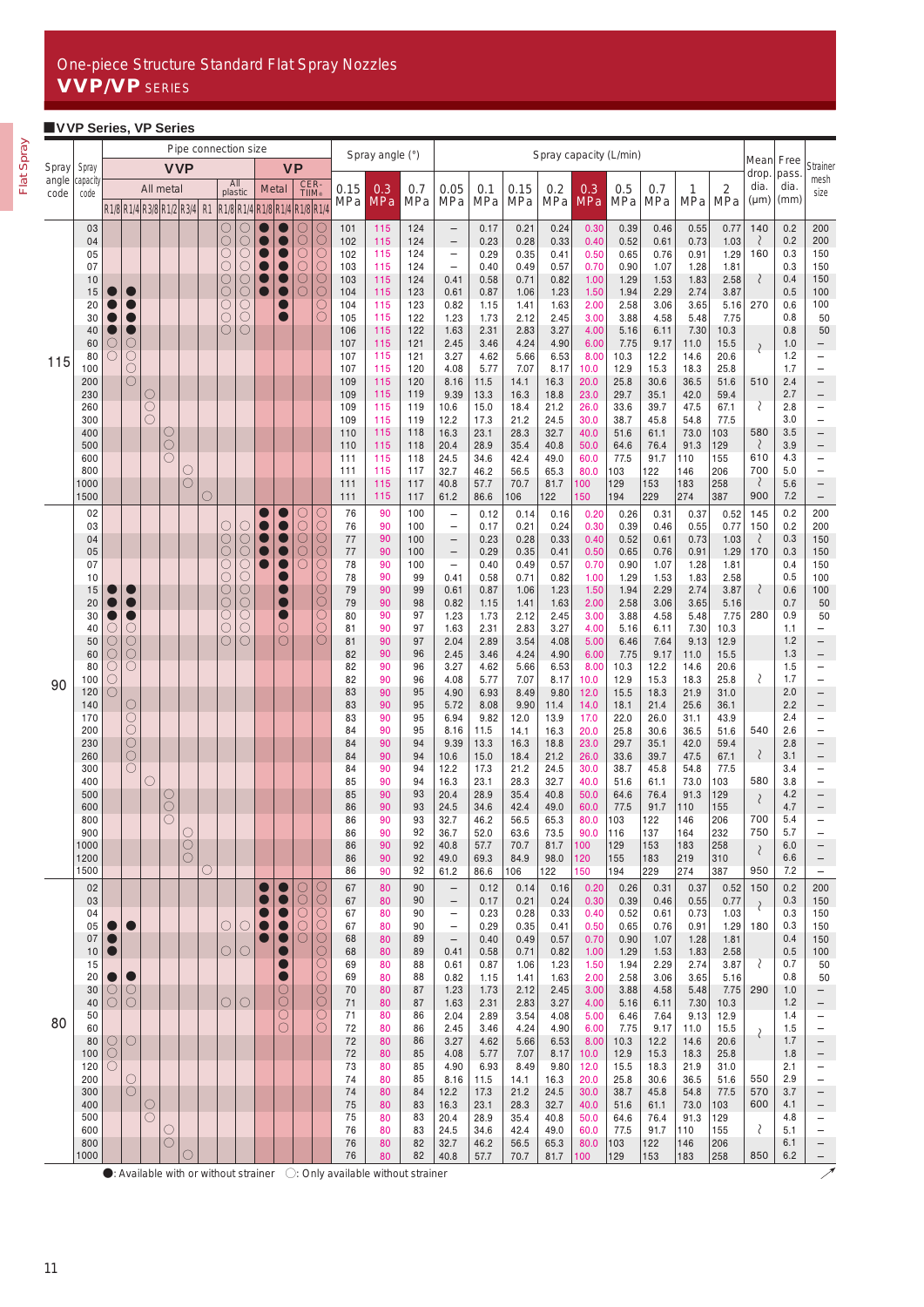# One-piece Structure Standard Flat Spray Nozzles
## VVP/VP SERIES

### ■VVP Series, VP Series

| Spray angle code | Spray capacity code | Pipe connection size: VVP, All metal | | | | | | VVP, All plastic | | VP, Metal | | VP, CERTIIM® | | Spray angle (°) | | | Spray capacity (L/min) | | | | | | | | | Mean drop. dia. (μm) | Free pass. dia. (mm) | Strainer mesh size |
|---|---|---|---|---|---|---|---|---|---|---|---|---|---|---|---|---|---|---|---|---|---|---|---|---|---|---|---|---|
| | | R1/8 | R1/4 | R3/8 | R1/2 | R3/4 | R1 | R1/8 | R1/4 | R1/8 | R1/4 | R1/8 | R1/4 | 0.15 MPa | 0.3 MPa | 0.7 MPa | 0.05 MPa | 0.1 MPa | 0.15 MPa | 0.2 MPa | 0.3 MPa | 0.5 MPa | 0.7 MPa | 1 MPa | 2 MPa | | | |
| 115 | 03 | | | | | | | ○ | ○ | ● | ● | ○ | ○ | 101 | 115 | 124 | – | 0.17 | 0.21 | 0.24 | 0.30 | 0.39 | 0.46 | 0.55 | 0.77 | 140 | 0.2 | 200 |
| | 04 | | | | | | | ○ | ○ | ● | ● | ○ | ○ | 102 | 115 | 124 | – | 0.23 | 0.28 | 0.33 | 0.40 | 0.52 | 0.61 | 0.73 | 1.03 | ≀ | 0.2 | 200 |
| | 05 | | | | | | | ○ | ○ | ● | ● | ○ | ○ | 102 | 115 | 124 | – | 0.29 | 0.35 | 0.41 | 0.50 | 0.65 | 0.76 | 0.91 | 1.29 | 160 | 0.3 | 150 |
| | 07 | | | | | | | ○ | ○ | ● | ● | ○ | ○ | 103 | 115 | 124 | – | 0.40 | 0.49 | 0.57 | 0.70 | 0.90 | 1.07 | 1.28 | 1.81 | | 0.3 | 150 |
| | 10 | | | | | | | ○ | ○ | ● | ● | ○ | ○ | 103 | 115 | 124 | 0.41 | 0.58 | 0.71 | 0.82 | 1.00 | 1.29 | 1.53 | 1.83 | 2.58 | ≀ | 0.4 | 150 |
| | 15 | ● | ● | | | | | ○ | ○ | ● | ● | ○ | ○ | 104 | 115 | 123 | 0.61 | 0.87 | 1.06 | 1.23 | 1.50 | 1.94 | 2.29 | 2.74 | 3.87 | | 0.5 | 100 |
| | 20 | ● | ● | | | | | ○ | ○ | | ● | | ○ | 104 | 115 | 123 | 0.82 | 1.15 | 1.41 | 1.63 | 2.00 | 2.58 | 3.06 | 3.65 | 5.16 | 270 | 0.6 | 100 |
| | 30 | ● | ● | | | | | ○ | ○ | | ● | | ○ | 105 | 115 | 122 | 1.23 | 1.73 | 2.12 | 2.45 | 3.00 | 3.88 | 4.58 | 5.48 | 7.75 | | 0.8 | 50 |
| | 40 | ● | ● | | | | | ○ | ○ | | | | | 106 | 115 | 122 | 1.63 | 2.31 | 2.83 | 3.27 | 4.00 | 5.16 | 6.11 | 7.30 | 10.3 | | 0.8 | 50 |
| | 60 | ● | ○ | | | | | | | | | | | 107 | 115 | 121 | 2.45 | 3.46 | 4.24 | 4.90 | 6.00 | 7.75 | 9.17 | 11.0 | 15.5 | ≀ | 1.0 | – |
| | 80 | ○ | ○ | | | | | | | | | | | 107 | 115 | 121 | 3.27 | 4.62 | 5.66 | 6.53 | 8.00 | 10.3 | 12.2 | 14.6 | 20.6 | | 1.2 | – |
| | 100 | | ○ | | | | | | | | | | | 107 | 115 | 120 | 4.08 | 5.77 | 7.07 | 8.17 | 10.0 | 12.9 | 15.3 | 18.3 | 25.8 | | 1.7 | – |
| | 200 | | ○ | | | | | | | | | | | 109 | 115 | 120 | 8.16 | 11.5 | 14.1 | 16.3 | 20.0 | 25.8 | 30.6 | 36.5 | 51.6 | 510 | 2.4 | – |
| | 230 | | | ○ | | | | | | | | | | 109 | 115 | 119 | 9.39 | 13.3 | 16.3 | 18.8 | 23.0 | 29.7 | 35.1 | 42.0 | 59.4 | | 2.7 | – |
| | 260 | | | ○ | | | | | | | | | | 109 | 115 | 119 | 10.6 | 15.0 | 18.4 | 21.2 | 26.0 | 33.6 | 39.7 | 47.5 | 67.1 | ≀ | 2.8 | – |
| | 300 | | | ○ | | | | | | | | | | 109 | 115 | 119 | 12.2 | 17.3 | 21.2 | 24.5 | 30.0 | 38.7 | 45.8 | 54.8 | 77.5 | | 3.0 | – |
| | 400 | | | | ○ | | | | | | | | | 110 | 115 | 118 | 16.3 | 23.1 | 28.3 | 32.7 | 40.0 | 51.6 | 61.1 | 73.0 | 103 | 580 | 3.5 | – |
| | 500 | | | | ○ | | | | | | | | | 110 | 115 | 118 | 20.4 | 28.9 | 35.4 | 40.8 | 50.0 | 64.6 | 76.4 | 91.3 | 129 | ≀ | 3.9 | – |
| | 600 | | | | ○ | | | | | | | | | 111 | 115 | 118 | 24.5 | 34.6 | 42.4 | 49.0 | 60.0 | 77.5 | 91.7 | 110 | 155 | 610 | 4.3 | – |
| | 800 | | | | | ○ | | | | | | | | 111 | 115 | 117 | 32.7 | 46.2 | 56.5 | 65.3 | 80.0 | 103 | 122 | 146 | 206 | 700 | 5.0 | – |
| | 1000 | | | | | ○ | | | | | | | | 111 | 115 | 117 | 40.8 | 57.7 | 70.7 | 81.7 | 100 | 129 | 153 | 183 | 258 | ≀ | 5.6 | – |
| | 1500 | | | | | | ○ | | | | | | | 111 | 115 | 117 | 61.2 | 86.6 | 106 | 122 | 150 | 194 | 229 | 274 | 387 | 900 | 7.2 | – |
| 90 | 02 | | | | | | | | | ● | ● | ○ | ○ | 76 | 90 | 100 | – | 0.12 | 0.14 | 0.16 | 0.20 | 0.26 | 0.31 | 0.37 | 0.52 | 145 | 0.2 | 200 |
| | 03 | | | | | | | ○ | ○ | ● | ● | ○ | ○ | 76 | 90 | 100 | – | 0.17 | 0.21 | 0.24 | 0.30 | 0.39 | 0.46 | 0.55 | 0.77 | 150 | 0.2 | 200 |
| | 04 | | | | | | | ○ | ○ | ● | ● | ○ | ○ | 77 | 90 | 100 | – | 0.23 | 0.28 | 0.33 | 0.40 | 0.52 | 0.61 | 0.73 | 1.03 | ≀ | 0.3 | 150 |
| | 05 | | | | | | | ○ | ○ | ● | ● | ○ | ○ | 77 | 90 | 100 | – | 0.29 | 0.35 | 0.41 | 0.50 | 0.65 | 0.76 | 0.91 | 1.29 | 170 | 0.3 | 150 |
| | 07 | | | | | | | ○ | ○ | ● | ● | ○ | ○ | 78 | 90 | 100 | – | 0.40 | 0.49 | 0.57 | 0.70 | 0.90 | 1.07 | 1.28 | 1.81 | | 0.4 | 150 |
| | 10 | | | | | | | ○ | ○ | | ● | | ○ | 78 | 90 | 99 | 0.41 | 0.58 | 0.71 | 0.82 | 1.00 | 1.29 | 1.53 | 1.83 | 2.58 | | 0.5 | 100 |
| | 15 | ● | ● | | | | | ○ | ○ | | ● | | ○ | 79 | 90 | 99 | 0.61 | 0.87 | 1.06 | 1.23 | 1.50 | 1.94 | 2.29 | 2.74 | 3.87 | ≀ | 0.6 | 100 |
| | 20 | ● | ● | | | | | ○ | ○ | | ● | | ○ | 79 | 90 | 98 | 0.82 | 1.15 | 1.41 | 1.63 | 2.00 | 2.58 | 3.06 | 3.65 | 5.16 | | 0.7 | 50 |
| | 30 | ● | ● | | | | | ○ | ○ | | ● | | ○ | 80 | 90 | 97 | 1.23 | 1.73 | 2.12 | 2.45 | 3.00 | 3.88 | 4.58 | 5.48 | 7.75 | 280 | 0.9 | 50 |
| | 40 | ○ | ○ | | | | | ○ | ○ | | ○ | | ○ | 81 | 90 | 97 | 1.63 | 2.31 | 2.83 | 3.27 | 4.00 | 5.16 | 6.11 | 7.30 | 10.3 | | 1.1 | – |
| | 50 | ○ | ○ | | | | | ○ | ○ | | ○ | | ○ | 81 | 90 | 97 | 2.04 | 2.89 | 3.54 | 4.08 | 5.00 | 6.46 | 7.64 | 9.13 | 12.9 | | 1.2 | – |
| | 60 | ○ | ○ | | | | | | | | | | ○ | 82 | 90 | 96 | 2.45 | 3.46 | 4.24 | 4.90 | 6.00 | 7.75 | 9.17 | 11.0 | 15.5 | | 1.3 | – |
| | 80 | ○ | ○ | | | | | | | | | | ○ | 82 | 90 | 96 | 3.27 | 4.62 | 5.66 | 6.53 | 8.00 | 10.3 | 12.2 | 14.6 | 20.6 | | 1.5 | – |
| | 100 | ○ | | | | | | | | | | | ○ | 82 | 90 | 96 | 4.08 | 5.77 | 7.07 | 8.17 | 10.0 | 12.9 | 15.3 | 18.3 | 25.8 | ≀ | 1.7 | – |
| | 120 | ○ | | | | | | | | | | | ○ | 83 | 90 | 95 | 4.90 | 6.93 | 8.49 | 9.80 | 12.0 | 15.5 | 18.3 | 21.9 | 31.0 | | 2.0 | – |
| | 140 | | ○ | | | | | | | | | | | 83 | 90 | 95 | 5.72 | 8.08 | 9.90 | 11.4 | 14.0 | 18.1 | 21.4 | 25.6 | 36.1 | | 2.2 | – |
| | 170 | | ○ | | | | | | | | | | | 83 | 90 | 95 | 6.94 | 9.82 | 12.0 | 13.9 | 17.0 | 22.0 | 26.0 | 31.1 | 43.9 | | 2.4 | – |
| | 200 | | ○ | | | | | | | | | | | 84 | 90 | 95 | 8.16 | 11.5 | 14.1 | 16.3 | 20.0 | 25.8 | 30.6 | 36.5 | 51.6 | 540 | 2.6 | – |
| | 230 | | ○ | | | | | | | | | | | 84 | 90 | 94 | 9.39 | 13.3 | 16.3 | 18.8 | 23.0 | 29.7 | 35.1 | 42.0 | 59.4 | | 2.8 | – |
| | 260 | | ○ | | | | | | | | | | | 84 | 90 | 94 | 10.6 | 15.0 | 18.4 | 21.2 | 26.0 | 33.6 | 39.7 | 47.5 | 67.1 | ≀ | 3.1 | – |
| | 300 | | ○ | | | | | | | | | | | 84 | 90 | 94 | 12.2 | 17.3 | 21.2 | 24.5 | 30.0 | 38.7 | 45.8 | 54.8 | 77.5 | | 3.4 | – |
| | 400 | | | ○ | | | | | | | | | | 85 | 90 | 94 | 16.3 | 23.1 | 28.3 | 32.7 | 40.0 | 51.6 | 61.1 | 73.0 | 103 | 580 | 3.8 | – |
| | 500 | | | | ○ | | | | | | | | | 85 | 90 | 93 | 20.4 | 28.9 | 35.4 | 40.8 | 50.0 | 64.6 | 76.4 | 91.3 | 129 | ≀ | 4.2 | – |
| | 600 | | | | ○ | | | | | | | | | 86 | 90 | 93 | 24.5 | 34.6 | 42.4 | 49.0 | 60.0 | 77.5 | 91.7 | 110 | 155 | | 4.7 | – |
| | 800 | | | | ○ | | | | | | | | | 86 | 90 | 93 | 32.7 | 46.2 | 56.5 | 65.3 | 80.0 | 103 | 122 | 146 | 206 | 700 | 5.4 | – |
| | 900 | | | | | ○ | | | | | | | | 86 | 90 | 92 | 36.7 | 52.0 | 63.6 | 73.5 | 90.0 | 116 | 137 | 164 | 232 | 750 | 5.7 | – |
| | 1000 | | | | | ○ | | | | | | | | 86 | 90 | 92 | 40.8 | 57.7 | 70.7 | 81.7 | 100 | 129 | 153 | 183 | 258 | ≀ | 6.0 | – |
| | 1200 | | | | | ○ | | | | | | | | 86 | 90 | 92 | 49.0 | 69.3 | 84.9 | 98.0 | 120 | 155 | 183 | 219 | 310 | | 6.6 | – |
| | 1500 | | | | | | ○ | | | | | | | 86 | 90 | 92 | 61.2 | 86.6 | 106 | 122 | 150 | 194 | 229 | 274 | 387 | 950 | 7.2 | – |
| 80 | 02 | | | | | | | | | ● | ● | ○ | ○ | 67 | 80 | 90 | – | 0.12 | 0.14 | 0.16 | 0.20 | 0.26 | 0.31 | 0.37 | 0.52 | 150 | 0.2 | 200 |
| | 03 | | | | | | | | | ● | ● | ○ | ○ | 67 | 80 | 90 | – | 0.17 | 0.21 | 0.24 | 0.30 | 0.39 | 0.46 | 0.55 | 0.77 | ≀ | 0.3 | 150 |
| | 04 | | | | | | | | | ● | ● | ○ | ○ | 67 | 80 | 90 | – | 0.23 | 0.28 | 0.33 | 0.40 | 0.52 | 0.61 | 0.73 | 1.03 | | 0.3 | 150 |
| | 05 | ● | ● | | | | | ○ | ○ | ● | ● | ○ | ○ | 67 | 80 | 90 | – | 0.29 | 0.35 | 0.41 | 0.50 | 0.65 | 0.76 | 0.91 | 1.29 | 180 | 0.3 | 150 |
| | 07 | ● | | | | | | | | ● | ● | ○ | ○ | 68 | 80 | 89 | – | 0.40 | 0.49 | 0.57 | 0.70 | 0.90 | 1.07 | 1.28 | 1.81 | | 0.4 | 150 |
| | 10 | ● | | | | | | ○ | ○ | | ● | | ○ | 68 | 80 | 89 | 0.41 | 0.58 | 0.71 | 0.82 | 1.00 | 1.29 | 1.53 | 1.83 | 2.58 | | 0.5 | 100 |
| | 15 | | | | | | | | | | ● | | ○ | 69 | 80 | 88 | 0.61 | 0.87 | 1.06 | 1.23 | 1.50 | 1.94 | 2.29 | 2.74 | 3.87 | ≀ | 0.7 | 50 |
| | 20 | ● | ● | | | | | | | | ● | | ○ | 69 | 80 | 88 | 0.82 | 1.15 | 1.41 | 1.63 | 2.00 | 2.58 | 3.06 | 3.65 | 5.16 | | 0.8 | 50 |
| | 30 | ○ | ○ | | | | | | | | ○ | | ○ | 70 | 80 | 87 | 1.23 | 1.73 | 2.12 | 2.45 | 3.00 | 3.88 | 4.58 | 5.48 | 7.75 | 290 | 1.0 | – |
| | 40 | ○ | ○ | | | | | ○ | ○ | | ○ | | ○ | 71 | 80 | 87 | 1.63 | 2.31 | 2.83 | 3.27 | 4.00 | 5.16 | 6.11 | 7.30 | 10.3 | | 1.2 | – |
| | 50 | | | | | | | | | | ○ | | ○ | 71 | 80 | 86 | 2.04 | 2.89 | 3.54 | 4.08 | 5.00 | 6.46 | 7.64 | 9.13 | 12.9 | | 1.4 | – |
| | 60 | | | | | | | | | | ○ | | ○ | 72 | 80 | 86 | 2.45 | 3.46 | 4.24 | 4.90 | 6.00 | 7.75 | 9.17 | 11.0 | 15.5 | | 1.5 | – |
| | 80 | ○ | ○ | | | | | | | | | | ○ | 72 | 80 | 86 | 3.27 | 4.62 | 5.66 | 6.53 | 8.00 | 10.3 | 12.2 | 14.6 | 20.6 | ≀ | 1.7 | – |
| | 100 | ○ | | | | | | | | | | | ○ | 72 | 80 | 85 | 4.08 | 5.77 | 7.07 | 8.17 | 10.0 | 12.9 | 15.3 | 18.3 | 25.8 | | 1.8 | – |
| | 120 | ○ | | | | | | | | | | | ○ | 73 | 80 | 85 | 4.90 | 6.93 | 8.49 | 9.80 | 12.0 | 15.5 | 18.3 | 21.9 | 31.0 | | 2.1 | – |
| | 200 | | ○ | | | | | | | | | | | 74 | 80 | 85 | 8.16 | 11.5 | 14.1 | 16.3 | 20.0 | 25.8 | 30.6 | 36.5 | 51.6 | 550 | 2.9 | – |
| | 300 | | ○ | | | | | | | | | | | 74 | 80 | 84 | 12.2 | 17.3 | 21.2 | 24.5 | 30.0 | 38.7 | 45.8 | 54.8 | 77.5 | 570 | 3.7 | – |
| | 400 | | | ○ | | | | | | | | | | 75 | 80 | 83 | 16.3 | 23.1 | 28.3 | 32.7 | 40.0 | 51.6 | 61.1 | 73.0 | 103 | 600 | 4.1 | – |
| | 500 | | | ○ | | | | | | | | | | 75 | 80 | 83 | 20.4 | 28.9 | 35.4 | 40.8 | 50.0 | 64.6 | 76.4 | 91.3 | 129 | | 4.8 | – |
| | 600 | | | | ○ | | | | | | | | | 76 | 80 | 83 | 24.5 | 34.6 | 42.4 | 49.0 | 60.0 | 77.5 | 91.7 | 110 | 155 | ≀ | 5.1 | – |
| | 800 | | | | ○ | | | | | | | | | 76 | 80 | 82 | 32.7 | 46.2 | 56.5 | 65.3 | 80.0 | 103 | 122 | 146 | 206 | | 6.1 | – |
| | 1000 | | | | | ○ | | | | | | | | 76 | 80 | 82 | 40.8 | 57.7 | 70.7 | 81.7 | 100 | 129 | 153 | 183 | 258 | 850 | 6.2 | – |

●: Available with or without strainer ○: Only available without strainer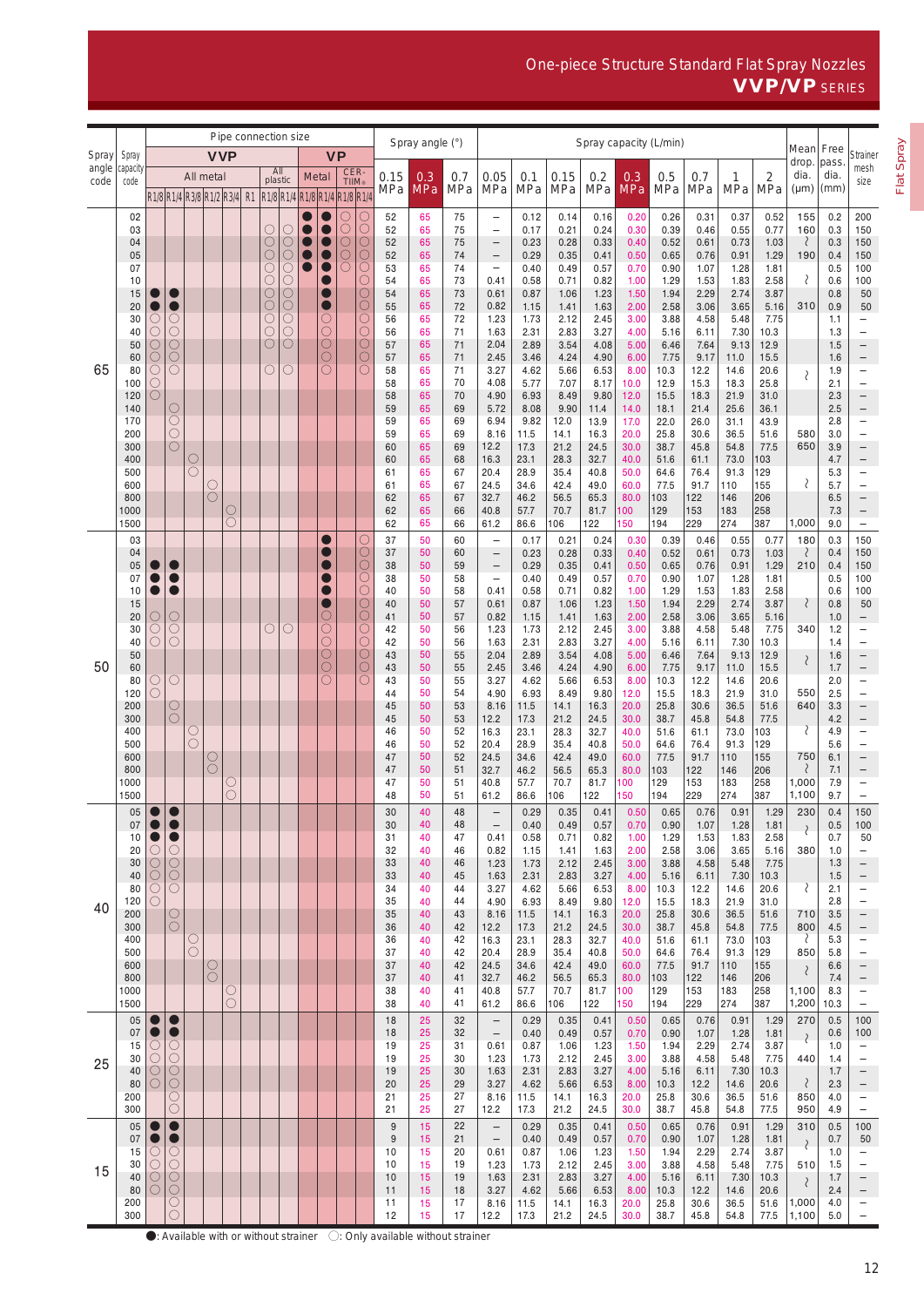# One-piece Structure Standard Flat Spray Nozzles

## VVP/VP SERIES

| Spray angle code | Spray capacity code | Pipe connection size: VVP All metal R1/8 | VVP All metal R1/4 | VVP All metal R3/8 | VVP All metal R1/2 | VVP All metal R3/4 | VVP All metal R1 | VVP All plastic R1/8 | VVP All plastic R1/4 | VP Metal R1/8 | VP Metal R1/4 | VP CERTIM® R1/8 | VP CERTIM® R1/4 | Spray angle (°) 0.15 MPa | Spray angle (°) 0.3 MPa | Spray angle (°) 0.7 MPa | Spray capacity (L/min) 0.05 MPa | 0.1 MPa | 0.15 MPa | 0.2 MPa | 0.3 MPa | 0.5 MPa | 0.7 MPa | 1 MPa | 2 MPa | Mean drop. dia. (μm) | Free pass. dia. (mm) | Strainer mesh size |
|---|---|---|---|---|---|---|---|---|---|---|---|---|---|---|---|---|---|---|---|---|---|---|---|---|---|---|---|---|
| 65 | 02 | | | | | | | | | ● | ● | ○ | ○ | 52 | 65 | 75 | – | 0.12 | 0.14 | 0.16 | 0.20 | 0.26 | 0.31 | 0.37 | 0.52 | 155 | 0.2 | 200 |
| | 03 | | | | | | | ○ | ○ | ● | ● | ○ | ○ | 52 | 65 | 75 | – | 0.17 | 0.21 | 0.24 | 0.30 | 0.39 | 0.46 | 0.55 | 0.77 | 160 | 0.3 | 150 |
| | 04 | | | | | | | ○ | ○ | ● | ● | ○ | ○ | 52 | 65 | 75 | – | 0.23 | 0.28 | 0.33 | 0.40 | 0.52 | 0.61 | 0.73 | 1.03 | ≀ | 0.3 | 150 |
| | 05 | | | | | | | ○ | ○ | ● | ● | ○ | ○ | 52 | 65 | 74 | – | 0.29 | 0.35 | 0.41 | 0.50 | 0.65 | 0.76 | 0.91 | 1.29 | 190 | 0.4 | 150 |
| | 07 | | | | | | | ○ | ○ | ● | ● | ○ | ○ | 53 | 65 | 74 | – | 0.40 | 0.49 | 0.57 | 0.70 | 0.90 | 1.07 | 1.28 | 1.81 | | 0.5 | 100 |
| | 10 | | | | | | | ○ | ○ | | ● | | ○ | 54 | 65 | 73 | 0.41 | 0.58 | 0.71 | 0.82 | 1.00 | 1.29 | 1.53 | 1.83 | 2.58 | ≀ | 0.6 | 100 |
| | 15 | ● | ● | | | | | ○ | ○ | | ● | | ○ | 54 | 65 | 73 | 0.61 | 0.87 | 1.06 | 1.23 | 1.50 | 1.94 | 2.29 | 2.74 | 3.87 | | 0.8 | 50 |
| | 20 | ● | ● | | | | | ○ | ○ | | ● | | ○ | 55 | 65 | 72 | 0.82 | 1.15 | 1.41 | 1.63 | 2.00 | 2.58 | 3.06 | 3.65 | 5.16 | 310 | 0.9 | 50 |
| | 30 | ○ | ○ | | | | | ○ | ○ | | ○ | | ○ | 56 | 65 | 72 | 1.23 | 1.73 | 2.12 | 2.45 | 3.00 | 3.88 | 4.58 | 5.48 | 7.75 | | 1.1 | – |
| | 40 | ○ | ○ | | | | | ○ | ○ | | ○ | | ○ | 56 | 65 | 71 | 1.63 | 2.31 | 2.83 | 3.27 | 4.00 | 5.16 | 6.11 | 7.30 | 10.3 | | 1.3 | – |
| | 50 | ○ | ○ | | | | | ○ | ○ | | ○ | | ○ | 57 | 65 | 71 | 2.04 | 2.89 | 3.54 | 4.08 | 5.00 | 6.46 | 7.64 | 9.13 | 12.9 | | 1.5 | – |
| | 60 | ○ | ○ | | | | | | | | ○ | | ○ | 57 | 65 | 71 | 2.45 | 3.46 | 4.24 | 4.90 | 6.00 | 7.75 | 9.17 | 11.0 | 15.5 | | 1.6 | – |
| | 80 | ○ | ○ | | | | | ○ | ○ | | ○ | | ○ | 58 | 65 | 71 | 3.27 | 4.62 | 5.66 | 6.53 | 8.00 | 10.3 | 12.2 | 14.6 | 20.6 | ≀ | 1.9 | – |
| | 100 | ○ | | | | | | | | | | | | 58 | 65 | 70 | 4.08 | 5.77 | 7.07 | 8.17 | 10.0 | 12.9 | 15.3 | 18.3 | 25.8 | | 2.1 | – |
| | 120 | ○ | | | | | | | | | | | | 58 | 65 | 70 | 4.90 | 6.93 | 8.49 | 9.80 | 12.0 | 15.5 | 18.3 | 21.9 | 31.0 | | 2.3 | – |
| | 140 | | ○ | | | | | | | | | | | 59 | 65 | 69 | 5.72 | 8.08 | 9.90 | 11.4 | 14.0 | 18.1 | 21.4 | 25.6 | 36.1 | | 2.5 | – |
| | 170 | | ○ | | | | | | | | | | | 59 | 65 | 69 | 6.94 | 9.82 | 12.0 | 13.9 | 17.0 | 22.0 | 26.0 | 31.1 | 43.9 | | 2.8 | – |
| | 200 | | ○ | | | | | | | | | | | 59 | 65 | 69 | 8.16 | 11.5 | 14.1 | 16.3 | 20.0 | 25.8 | 30.6 | 36.5 | 51.6 | 580 | 3.0 | – |
| | 300 | | ○ | | | | | | | | | | | 60 | 65 | 69 | 12.2 | 17.3 | 21.2 | 24.5 | 30.0 | 38.7 | 45.8 | 54.8 | 77.5 | 650 | 3.9 | – |
| | 400 | | | ○ | | | | | | | | | | 60 | 65 | 68 | 16.3 | 23.1 | 28.3 | 32.7 | 40.0 | 51.6 | 61.1 | 73.0 | 103 | | 4.7 | – |
| | 500 | | | ○ | | | | | | | | | | 61 | 65 | 67 | 20.4 | 28.9 | 35.4 | 40.8 | 50.0 | 64.6 | 76.4 | 91.3 | 129 | | 5.3 | – |
| | 600 | | | | ○ | | | | | | | | | 61 | 65 | 67 | 24.5 | 34.6 | 42.4 | 49.0 | 60.0 | 77.5 | 91.7 | 110 | 155 | ≀ | 5.7 | – |
| | 800 | | | | ○ | | | | | | | | | 62 | 65 | 67 | 32.7 | 46.2 | 56.5 | 65.3 | 80.0 | 103 | 122 | 146 | 206 | | 6.5 | – |
| | 1000 | | | | | ○ | | | | | | | | 62 | 65 | 66 | 40.8 | 57.7 | 70.7 | 81.7 | 100 | 129 | 153 | 183 | 258 | | 7.3 | – |
| | 1500 | | | | | ○ | | | | | | | | 62 | 65 | 66 | 61.2 | 86.6 | 106 | 122 | 150 | 194 | 229 | 274 | 387 | 1,000 | 9.0 | – |
| 50 | 03 | | | | | | | | | | ● | | ○ | 37 | 50 | 60 | – | 0.17 | 0.21 | 0.24 | 0.30 | 0.39 | 0.46 | 0.55 | 0.77 | 180 | 0.3 | 150 |
| | 04 | | | | | | | | | | ● | | ○ | 37 | 50 | 60 | – | 0.23 | 0.28 | 0.33 | 0.40 | 0.52 | 0.61 | 0.73 | 1.03 | ≀ | 0.4 | 150 |
| | 05 | ● | ● | | | | | | | | ● | | ○ | 38 | 50 | 59 | – | 0.29 | 0.35 | 0.41 | 0.50 | 0.65 | 0.76 | 0.91 | 1.29 | 210 | 0.4 | 150 |
| | 07 | ● | ● | | | | | | | | ● | | ○ | 38 | 50 | 58 | – | 0.40 | 0.49 | 0.57 | 0.70 | 0.90 | 1.07 | 1.28 | 1.81 | | 0.5 | 100 |
| | 10 | ● | ● | | | | | | | | ● | | ○ | 40 | 50 | 58 | 0.41 | 0.58 | 0.71 | 0.82 | 1.00 | 1.29 | 1.53 | 1.83 | 2.58 | | 0.6 | 100 |
| | 15 | | | | | | | | | | ● | | ○ | 40 | 50 | 57 | 0.61 | 0.87 | 1.06 | 1.23 | 1.50 | 1.94 | 2.29 | 2.74 | 3.87 | ≀ | 0.8 | 50 |
| | 20 | ○ | ○ | | | | | | | | ○ | | ○ | 41 | 50 | 57 | 0.82 | 1.15 | 1.41 | 1.63 | 2.00 | 2.58 | 3.06 | 3.65 | 5.16 | | 1.0 | – |
| | 30 | ○ | ○ | | | | | ○ | ○ | | ○ | | ○ | 42 | 50 | 56 | 1.23 | 1.73 | 2.12 | 2.45 | 3.00 | 3.88 | 4.58 | 5.48 | 7.75 | 340 | 1.2 | – |
| | 40 | ○ | ○ | | | | | | | | ○ | | ○ | 42 | 50 | 56 | 1.63 | 2.31 | 2.83 | 3.27 | 4.00 | 5.16 | 6.11 | 7.30 | 10.3 | | 1.4 | – |
| | 50 | | | | | | | | | | ○ | | ○ | 43 | 50 | 55 | 2.04 | 2.89 | 3.54 | 4.08 | 5.00 | 6.46 | 7.64 | 9.13 | 12.9 | ≀ | 1.6 | – |
| | 60 | | | | | | | | | | ○ | | ○ | 43 | 50 | 55 | 2.45 | 3.46 | 4.24 | 4.90 | 6.00 | 7.75 | 9.17 | 11.0 | 15.5 | | 1.7 | – |
| | 80 | ○ | ○ | | | | | | | | ○ | | | 43 | 50 | 55 | 3.27 | 4.62 | 5.66 | 6.53 | 8.00 | 10.3 | 12.2 | 14.6 | 20.6 | | 2.0 | – |
| | 120 | ○ | | | | | | | | | | | | 44 | 50 | 54 | 4.90 | 6.93 | 8.49 | 9.80 | 12.0 | 15.5 | 18.3 | 21.9 | 31.0 | 550 | 2.5 | – |
| | 200 | | ○ | | | | | | | | | | | 45 | 50 | 53 | 8.16 | 11.5 | 14.1 | 16.3 | 20.0 | 25.8 | 30.6 | 36.5 | 51.6 | 640 | 3.3 | – |
| | 300 | | ○ | | | | | | | | | | | 45 | 50 | 53 | 12.2 | 17.3 | 21.2 | 24.5 | 30.0 | 38.7 | 45.8 | 54.8 | 77.5 | | 4.2 | – |
| | 400 | | | ○ | | | | | | | | | | 46 | 50 | 52 | 16.3 | 23.1 | 28.3 | 32.7 | 40.0 | 51.6 | 61.1 | 73.0 | 103 | ≀ | 4.9 | – |
| | 500 | | | ○ | | | | | | | | | | 46 | 50 | 52 | 20.4 | 28.9 | 35.4 | 40.8 | 50.0 | 64.6 | 76.4 | 91.3 | 129 | | 5.6 | – |
| | 600 | | | | ○ | | | | | | | | | 47 | 50 | 52 | 24.5 | 34.6 | 42.4 | 49.0 | 60.0 | 77.5 | 91.7 | 110 | 155 | 750 | 6.1 | – |
| | 800 | | | | ○ | | | | | | | | | 47 | 50 | 51 | 32.7 | 46.2 | 56.5 | 65.3 | 80.0 | 103 | 122 | 146 | 206 | ≀ | 7.1 | – |
| | 1000 | | | | | ○ | | | | | | | | 47 | 50 | 51 | 40.8 | 57.7 | 70.7 | 81.7 | 100 | 129 | 153 | 183 | 258 | 1,000 | 7.9 | – |
| | 1500 | | | | | ○ | | | | | | | | 48 | 50 | 51 | 61.2 | 86.6 | 106 | 122 | 150 | 194 | 229 | 274 | 387 | 1,100 | 9.7 | – |
| 40 | 05 | ● | ● | | | | | | | | | | | 30 | 40 | 48 | – | 0.29 | 0.35 | 0.41 | 0.50 | 0.65 | 0.76 | 0.91 | 1.29 | 230 | 0.4 | 150 |
| | 07 | ● | ● | | | | | | | | | | | 30 | 40 | 48 | – | 0.40 | 0.49 | 0.57 | 0.70 | 0.90 | 1.07 | 1.28 | 1.81 | ≀ | 0.5 | 100 |
| | 10 | ● | ● | | | | | | | | | | | 31 | 40 | 47 | 0.41 | 0.58 | 0.71 | 0.82 | 1.00 | 1.29 | 1.53 | 1.83 | 2.58 | | 0.7 | 50 |
| | 20 | ○ | ○ | | | | | | | | | | | 32 | 40 | 46 | 0.82 | 1.15 | 1.41 | 1.63 | 2.00 | 2.58 | 3.06 | 3.65 | 5.16 | 380 | 1.0 | – |
| | 30 | ○ | ○ | | | | | | | | | | | 33 | 40 | 46 | 1.23 | 1.73 | 2.12 | 2.45 | 3.00 | 3.88 | 4.58 | 5.48 | 7.75 | | 1.3 | – |
| | 40 | ○ | ○ | | | | | | | | | | | 33 | 40 | 45 | 1.63 | 2.31 | 2.83 | 3.27 | 4.00 | 5.16 | 6.11 | 7.30 | 10.3 | | 1.5 | – |
| | 80 | ○ | ○ | | | | | | | | | | | 34 | 40 | 44 | 3.27 | 4.62 | 5.66 | 6.53 | 8.00 | 10.3 | 12.2 | 14.6 | 20.6 | ≀ | 2.1 | – |
| | 120 | ○ | | | | | | | | | | | | 35 | 40 | 44 | 4.90 | 6.93 | 8.49 | 9.80 | 12.0 | 15.5 | 18.3 | 21.9 | 31.0 | | 2.8 | – |
| | 200 | | ○ | | | | | | | | | | | 35 | 40 | 43 | 8.16 | 11.5 | 14.1 | 16.3 | 20.0 | 25.8 | 30.6 | 36.5 | 51.6 | 710 | 3.5 | – |
| | 300 | | ○ | | | | | | | | | | | 36 | 40 | 42 | 12.2 | 17.3 | 21.2 | 24.5 | 30.0 | 38.7 | 45.8 | 54.8 | 77.5 | 800 | 4.5 | – |
| | 400 | | | ○ | | | | | | | | | | 36 | 40 | 42 | 16.3 | 23.1 | 28.3 | 32.7 | 40.0 | 51.6 | 61.1 | 73.0 | 103 | ≀ | 5.3 | – |
| | 500 | | | ○ | | | | | | | | | | 37 | 40 | 42 | 20.4 | 28.9 | 35.4 | 40.8 | 50.0 | 64.6 | 76.4 | 91.3 | 129 | 850 | 5.8 | – |
| | 600 | | | | ○ | | | | | | | | | 37 | 40 | 42 | 24.5 | 34.6 | 42.4 | 49.0 | 60.0 | 77.5 | 91.7 | 110 | 155 | ≀ | 6.6 | – |
| | 800 | | | | ○ | | | | | | | | | 37 | 40 | 41 | 32.7 | 46.2 | 56.5 | 65.3 | 80.0 | 103 | 122 | 146 | 206 | | 7.4 | – |
| | 1000 | | | | | ○ | | | | | | | | 38 | 40 | 41 | 40.8 | 57.7 | 70.7 | 81.7 | 100 | 129 | 153 | 183 | 258 | 1,100 | 8.3 | – |
| | 1500 | | | | | ○ | | | | | | | | 38 | 40 | 41 | 61.2 | 86.6 | 106 | 122 | 150 | 194 | 229 | 274 | 387 | 1,200 | 10.3 | – |
| 25 | 05 | ● | ● | | | | | | | | | | | 18 | 25 | 32 | – | 0.29 | 0.35 | 0.41 | 0.50 | 0.65 | 0.76 | 0.91 | 1.29 | 270 | 0.5 | 100 |
| | 07 | ● | ● | | | | | | | | | | | 18 | 25 | 32 | – | 0.40 | 0.49 | 0.57 | 0.70 | 0.90 | 1.07 | 1.28 | 1.81 | ≀ | 0.6 | 100 |
| | 15 | ○ | ○ | | | | | | | | | | | 19 | 25 | 30 | 0.61 | 0.87 | 1.06 | 1.23 | 1.50 | 1.94 | 2.29 | 2.74 | 3.87 | | 1.0 | – |
| | 30 | ○ | ○ | | | | | | | | | | | 19 | 25 | 30 | 1.23 | 1.73 | 2.12 | 2.45 | 3.00 | 3.88 | 4.58 | 5.48 | 7.75 | 440 | 1.4 | – |
| | 40 | ○ | ○ | | | | | | | | | | | 19 | 25 | 30 | 1.63 | 2.31 | 2.83 | 3.27 | 4.00 | 5.16 | 6.11 | 7.30 | 10.3 | ≀ | 1.7 | – |
| | 80 | ○ | ○ | | | | | | | | | | | 20 | 25 | 29 | 3.27 | 4.62 | 5.66 | 6.53 | 8.00 | 10.3 | 12.2 | 14.6 | 20.6 | | 2.3 | – |
| | 200 | | ○ | | | | | | | | | | | 21 | 25 | 27 | 8.16 | 11.5 | 14.1 | 16.3 | 20.0 | 25.8 | 30.6 | 36.5 | 51.6 | 850 | 4.0 | – |
| | 300 | | ○ | | | | | | | | | | | 21 | 25 | 27 | 12.2 | 17.3 | 21.2 | 24.5 | 30.0 | 38.7 | 45.8 | 54.8 | 77.5 | 950 | 4.9 | – |
| 15 | 05 | ● | ● | | | | | | | | | | | 9 | 15 | 22 | – | 0.29 | 0.35 | 0.41 | 0.50 | 0.65 | 0.76 | 0.91 | 1.29 | 310 | 0.5 | 100 |
| | 07 | ● | ● | | | | | | | | | | | 9 | 15 | 21 | – | 0.40 | 0.49 | 0.57 | 0.70 | 0.90 | 1.07 | 1.28 | 1.81 | ≀ | 0.7 | 50 |
| | 15 | ○ | ○ | | | | | | | | | | | 10 | 15 | 20 | 0.61 | 0.87 | 1.06 | 1.23 | 1.50 | 1.94 | 2.29 | 2.74 | 3.87 | | 1.0 | – |
| | 30 | ○ | ○ | | | | | | | | | | | 10 | 15 | 19 | 1.23 | 1.73 | 2.12 | 2.45 | 3.00 | 3.88 | 4.58 | 5.48 | 7.75 | 510 | 1.5 | – |
| | 40 | ○ | ○ | | | | | | | | | | | 10 | 15 | 19 | 1.63 | 2.31 | 2.83 | 3.27 | 4.00 | 5.16 | 6.11 | 7.30 | 10.3 | ≀ | 1.7 | – |
| | 80 | ○ | ○ | | | | | | | | | | | 11 | 15 | 18 | 3.27 | 4.62 | 5.66 | 6.53 | 8.00 | 10.3 | 12.2 | 14.6 | 20.6 | | 2.4 | – |
| | 200 | | ○ | | | | | | | | | | | 11 | 15 | 17 | 8.16 | 11.5 | 14.1 | 16.3 | 20.0 | 25.8 | 30.6 | 36.5 | 51.6 | 1,000 | 4.0 | – |
| | 300 | | ○ | | | | | | | | | | | 12 | 15 | 17 | 12.2 | 17.3 | 21.2 | 24.5 | 30.0 | 38.7 | 45.8 | 54.8 | 77.5 | 1,100 | 5.0 | – |

●: Available with or without strainer ○: Only available without strainer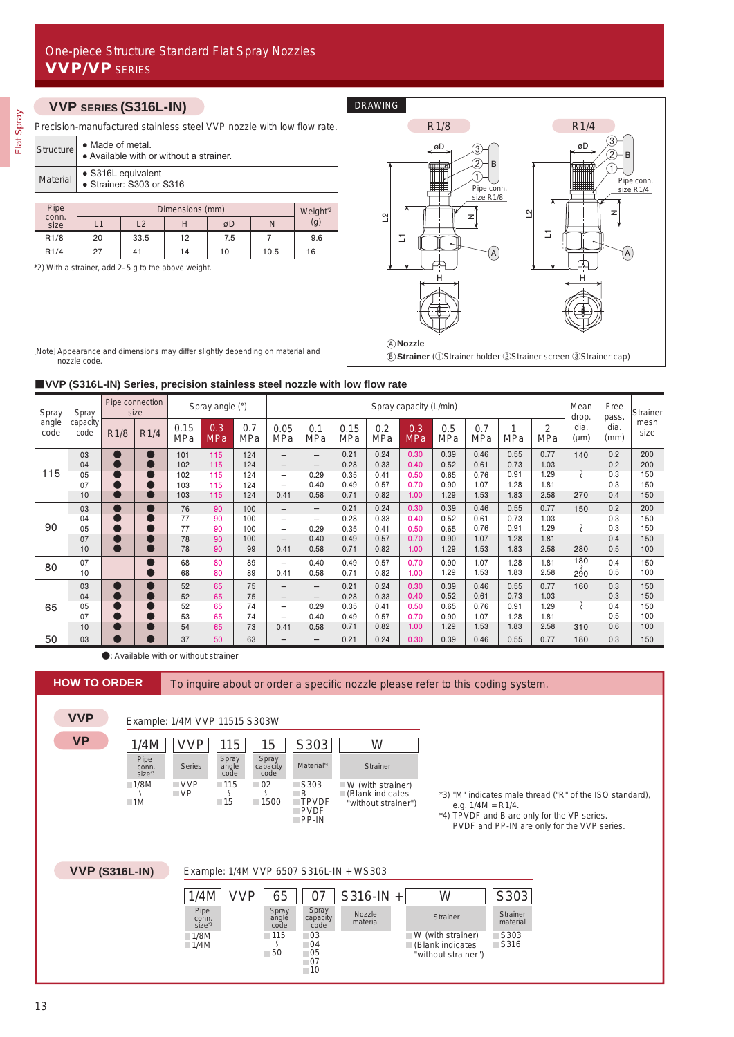One-piece Structure Standard Flat Spray Nozzles
**VVP/VP SERIES**

## VVP SERIES (S316L-IN)

Precision-manufactured stainless steel VVP nozzle with low flow rate.

| | |
|---|---|
| Structure | • Made of metal. • Available with or without a strainer. |
| Material | • S316L equivalent • Strainer: S303 or S316 |

| Pipe conn. size | Dimensions (mm) | | | | | Weight*2 (g) |
|---|---|---|---|---|---|---|
| | L1 | L2 | H | øD | N | |
| R1/8 | 20 | 33.5 | 12 | 7.5 | 7 | 9.6 |
| R1/4 | 27 | 41 | 14 | 10 | 10.5 | 16 |

*2) With a strainer, add 2–5 g to the above weight.

[Note] Appearance and dimensions may differ slightly depending on material and nozzle code.

DRAWING

R1/8 — R1/4

øD, L1, L2, N, H, Pipe conn. size R1/8, Pipe conn. size R1/4, ①, ②, ③, B, A

Ⓐ Nozzle
Ⓑ Strainer (①Strainer holder ②Strainer screen ③Strainer cap)

### ■VVP (S316L-IN) Series, precision stainless steel nozzle with low flow rate

| Spray angle code | Spray capacity code | Pipe connection size | | Spray angle (°) | | | Spray capacity (L/min) | | | | | | | | | | Mean drop. dia. (μm) | Free pass. dia. (mm) | Strainer mesh size |
|---|---|---|---|---|---|---|---|---|---|---|---|---|---|---|---|---|---|---|---|
| | | R1/8 | R1/4 | 0.15 MPa | 0.3 MPa | 0.7 MPa | 0.05 MPa | 0.1 MPa | 0.15 MPa | 0.2 MPa | 0.3 MPa | 0.5 MPa | 0.7 MPa | 1 MPa | 2 MPa | | | | |
| 115 | 03 | ● | ● | 101 | 115 | 124 | – | – | 0.21 | 0.24 | 0.30 | 0.39 | 0.46 | 0.55 | 0.77 | 140 | 0.2 | 200 |
| | 04 | ● | ● | 102 | 115 | 124 | – | – | 0.28 | 0.33 | 0.40 | 0.52 | 0.61 | 0.73 | 1.03 | | 0.2 | 200 |
| | 05 | ● | ● | 102 | 115 | 124 | – | 0.29 | 0.35 | 0.41 | 0.50 | 0.65 | 0.76 | 0.91 | 1.29 | ≀ | 0.3 | 150 |
| | 07 | ● | ● | 103 | 115 | 124 | – | 0.40 | 0.49 | 0.57 | 0.70 | 0.90 | 1.07 | 1.28 | 1.81 | | 0.3 | 150 |
| | 10 | ● | ● | 103 | 115 | 124 | 0.41 | 0.58 | 0.71 | 0.82 | 1.00 | 1.29 | 1.53 | 1.83 | 2.58 | 270 | 0.4 | 150 |
| 90 | 03 | ● | ● | 76 | 90 | 100 | – | – | 0.21 | 0.24 | 0.30 | 0.39 | 0.46 | 0.55 | 0.77 | 150 | 0.2 | 200 |
| | 04 | ● | ● | 77 | 90 | 100 | – | – | 0.28 | 0.33 | 0.40 | 0.52 | 0.61 | 0.73 | 1.03 | | 0.3 | 150 |
| | 05 | ● | ● | 77 | 90 | 100 | – | 0.29 | 0.35 | 0.41 | 0.50 | 0.65 | 0.76 | 0.91 | 1.29 | ≀ | 0.3 | 150 |
| | 07 | ● | ● | 78 | 90 | 100 | – | 0.40 | 0.49 | 0.57 | 0.70 | 0.90 | 1.07 | 1.28 | 1.81 | | 0.4 | 150 |
| | 10 | ● | ● | 78 | 90 | 99 | 0.41 | 0.58 | 0.71 | 0.82 | 1.00 | 1.29 | 1.53 | 1.83 | 2.58 | 280 | 0.5 | 150 |
| 80 | 07 | | ● | 68 | 80 | 89 | – | 0.40 | 0.49 | 0.57 | 0.70 | 0.90 | 1.07 | 1.28 | 1.81 | 180 ≀ 290 | 0.4 | 150 |
| | 10 | | ● | 68 | 80 | 89 | 0.41 | 0.58 | 0.71 | 0.82 | 1.00 | 1.29 | 1.53 | 1.83 | 2.58 | | 0.5 | 100 |
| 65 | 03 | ● | ● | 52 | 65 | 75 | – | – | 0.21 | 0.24 | 0.30 | 0.39 | 0.46 | 0.55 | 0.77 | 160 | 0.3 | 150 |
| | 04 | ● | ● | 52 | 65 | 75 | – | – | 0.28 | 0.33 | 0.40 | 0.52 | 0.61 | 0.73 | 1.03 | | 0.3 | 150 |
| | 05 | ● | ● | 52 | 65 | 74 | – | 0.29 | 0.35 | 0.41 | 0.50 | 0.65 | 0.76 | 0.91 | 1.29 | ≀ | 0.4 | 150 |
| | 07 | ● | ● | 53 | 65 | 74 | – | 0.40 | 0.49 | 0.57 | 0.70 | 0.90 | 1.07 | 1.28 | 1.81 | | 0.5 | 100 |
| | 10 | ● | ● | 54 | 65 | 73 | 0.41 | 0.58 | 0.71 | 0.82 | 1.00 | 1.29 | 1.53 | 1.83 | 2.58 | 310 | 0.6 | 100 |
| 50 | 03 | ● | ● | 37 | 50 | 63 | – | – | 0.21 | 0.24 | 0.30 | 0.39 | 0.46 | 0.55 | 0.77 | 180 | 0.3 | 150 |

●: Available with or without strainer

## HOW TO ORDER

To inquire about or order a specific nozzle please refer to this coding system.

**VVP**
**VP**

Example: 1/4M VVP 11515 S303W

| 1/4M | VVP | 115 | 15 | S303 | W |
|---|---|---|---|---|---|
| Pipe conn. size*3 | Series | Spray angle code | Spray capacity code | Material*4 | Strainer |
| 1/8M ≀ 1M | VVP, VP | 115 ≀ 15 | 02 ≀ 1500 | S303, B, TPVDF, PVDF, PP-IN | W (with strainer) (Blank indicates "without strainer") |

*3) "M" indicates male thread ("R" of the ISO standard), e.g. 1/4M = R1/4.
*4) TPVDF and B are only for the VP series. PVDF and PP-IN are only for the VVP series.

**VVP (S316L-IN)**

Example: 1/4M VVP 6507 S316L-IN + WS303

| 1/4M | VVP | 65 | 07 | S316-IN + | W | S303 |
|---|---|---|---|---|---|---|
| Pipe conn. size*3 | | Spray angle code | Spray capacity code | Nozzle material | Strainer | Strainer material |
| 1/8M, 1/4M | | 115 ≀ 50 | 03, 04, 05, 07, 10 | | W (with strainer) (Blank indicates "without strainer") | S303, S316 |